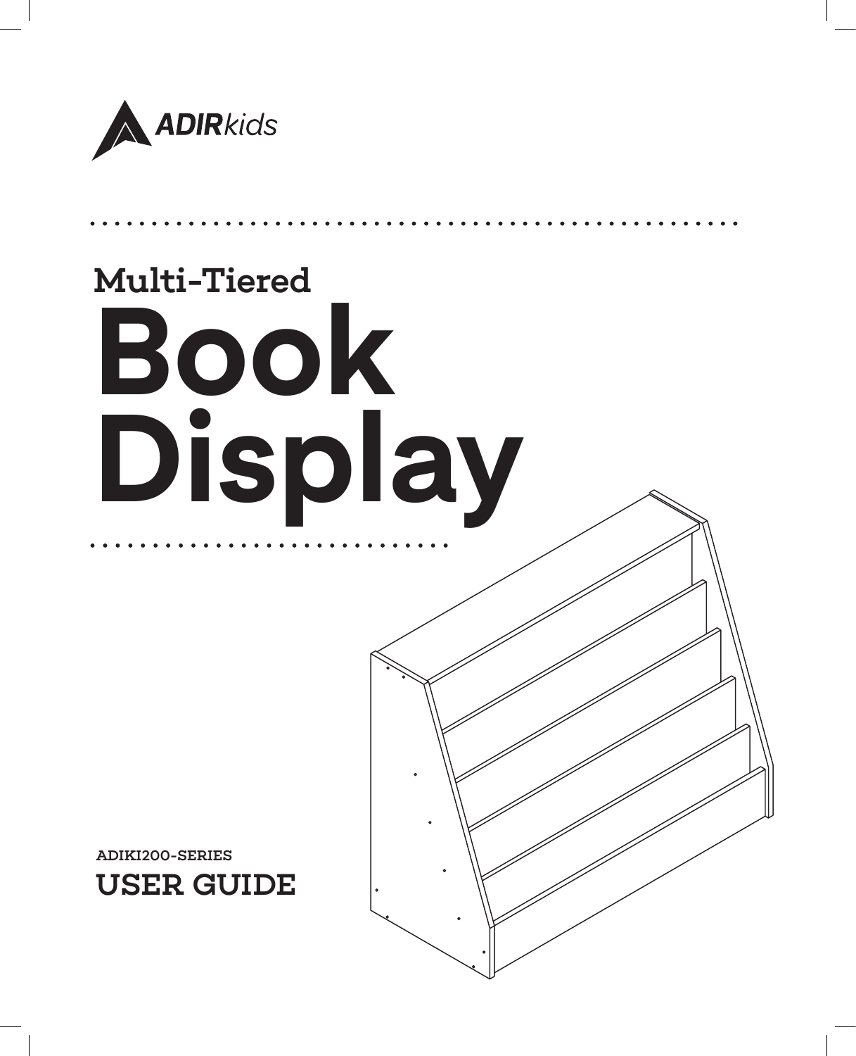ADIRkids

## Multi-Tiered

# Book Display

**ADIKI200-SERIES**

## USER GUIDE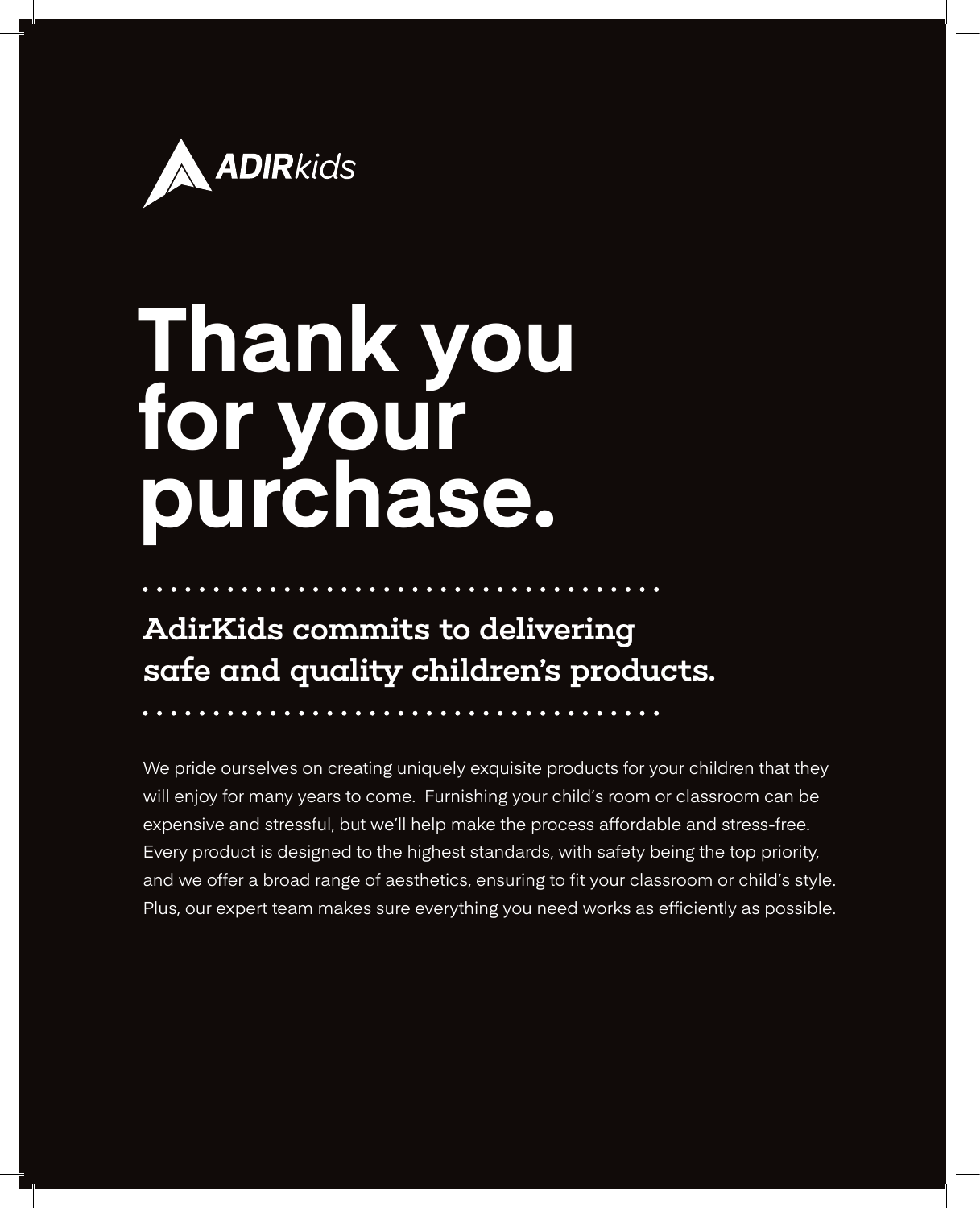ADIRkids

# Thank you for your purchase.

## AdirKids commits to delivering safe and quality children's products.

We pride ourselves on creating uniquely exquisite products for your children that they will enjoy for many years to come. Furnishing your child's room or classroom can be expensive and stressful, but we'll help make the process affordable and stress-free. Every product is designed to the highest standards, with safety being the top priority, and we offer a broad range of aesthetics, ensuring to fit your classroom or child's style. Plus, our expert team makes sure everything you need works as efficiently as possible.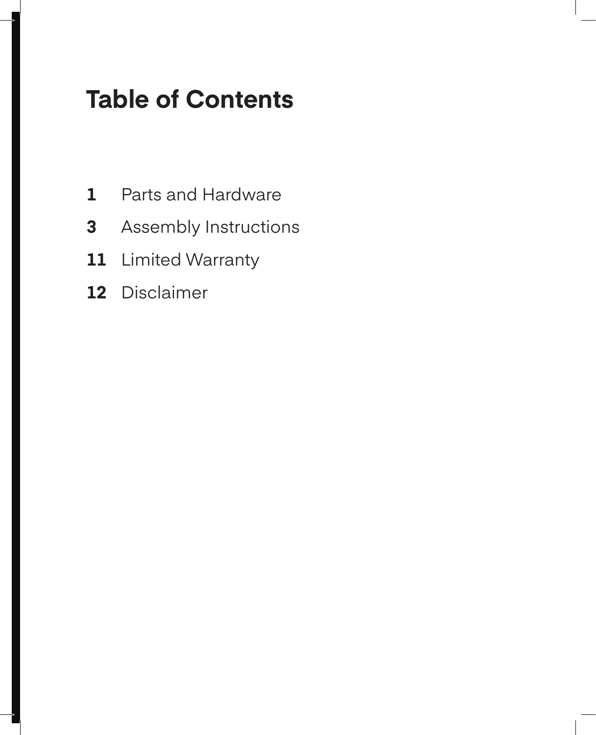# Table of Contents

**1** Parts and Hardware

**3** Assembly Instructions

**11** Limited Warranty

**12** Disclaimer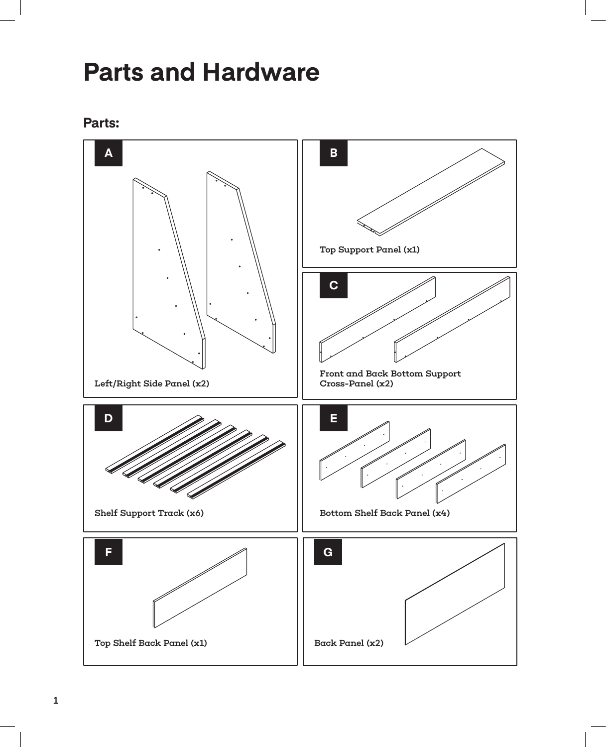# Parts and Hardware

## Parts:

**A**

Left/Right Side Panel (x2)

**B**

Top Support Panel (x1)

**C**

Front and Back Bottom Support Cross-Panel (x2)

**D**

Shelf Support Track (x6)

**E**

Bottom Shelf Back Panel (x4)

**F**

Top Shelf Back Panel (x1)

**G**

Back Panel (x2)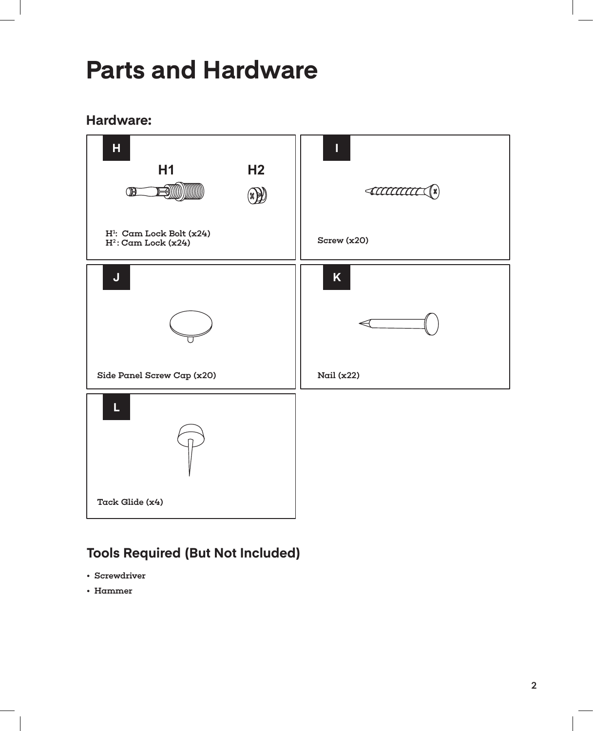# Parts and Hardware

## Hardware:

**H**

H1 H2

**H1: Cam Lock Bolt (x24)**
**H2: Cam Lock (x24)**

**I**

**Screw (x20)**

**J**

**Side Panel Screw Cap (x20)**

**K**

**Nail (x22)**

**L**

**Tack Glide (x4)**

## Tools Required (But Not Included)

- **Screwdriver**
- **Hammer**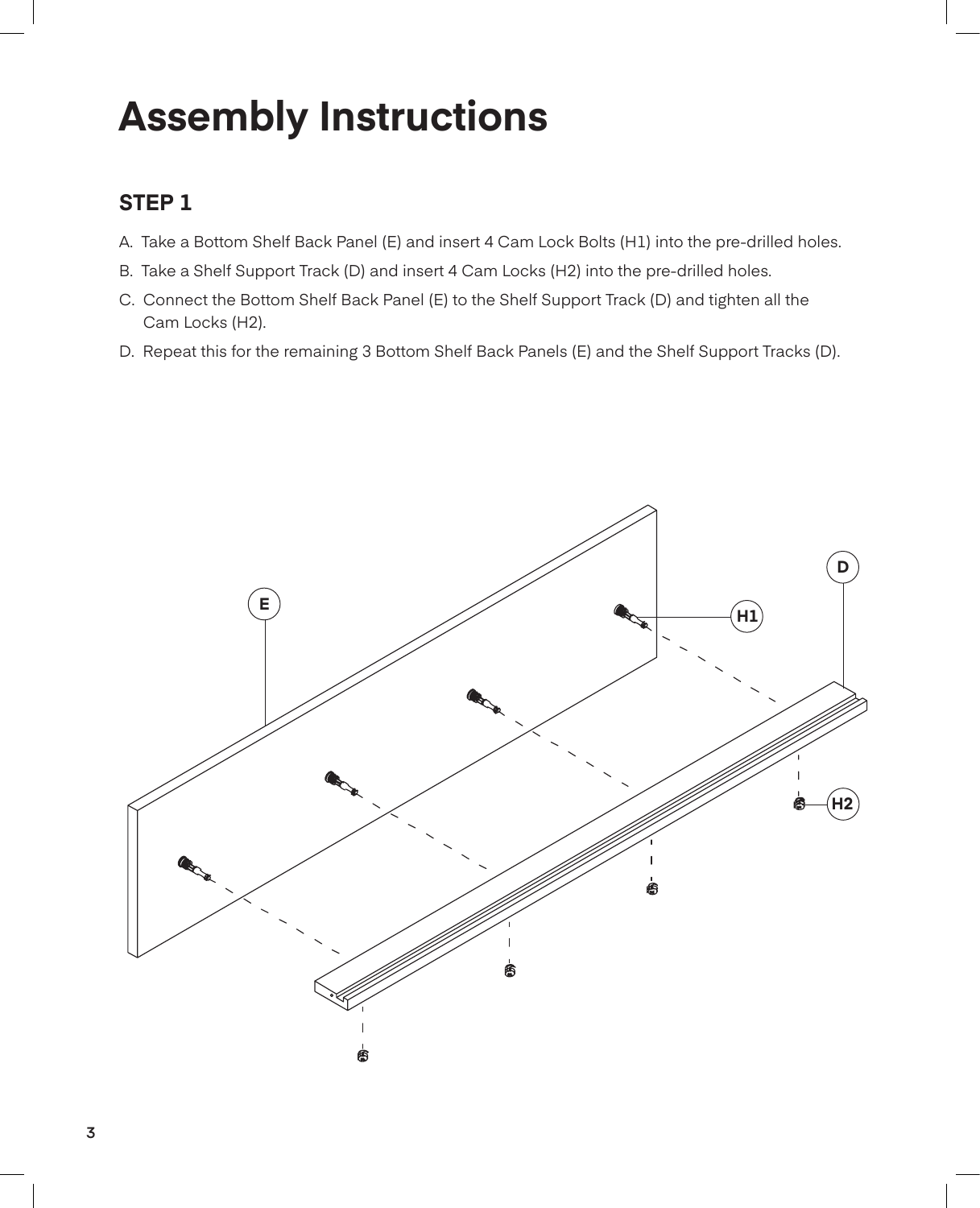# Assembly Instructions

## STEP 1

A. Take a Bottom Shelf Back Panel (E) and insert 4 Cam Lock Bolts (H1) into the pre-drilled holes.

B. Take a Shelf Support Track (D) and insert 4 Cam Locks (H2) into the pre-drilled holes.

C. Connect the Bottom Shelf Back Panel (E) to the Shelf Support Track (D) and tighten all the Cam Locks (H2).

D. Repeat this for the remaining 3 Bottom Shelf Back Panels (E) and the Shelf Support Tracks (D).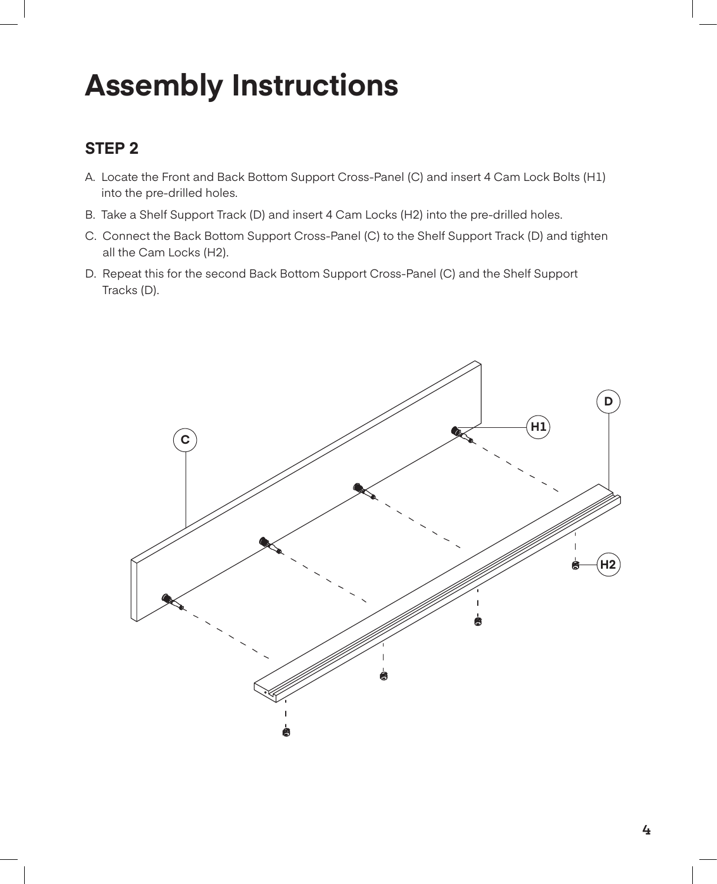# Assembly Instructions

## STEP 2

A. Locate the Front and Back Bottom Support Cross-Panel (C) and insert 4 Cam Lock Bolts (H1) into the pre-drilled holes.

B. Take a Shelf Support Track (D) and insert 4 Cam Locks (H2) into the pre-drilled holes.

C. Connect the Back Bottom Support Cross-Panel (C) to the Shelf Support Track (D) and tighten all the Cam Locks (H2).

D. Repeat this for the second Back Bottom Support Cross-Panel (C) and the Shelf Support Tracks (D).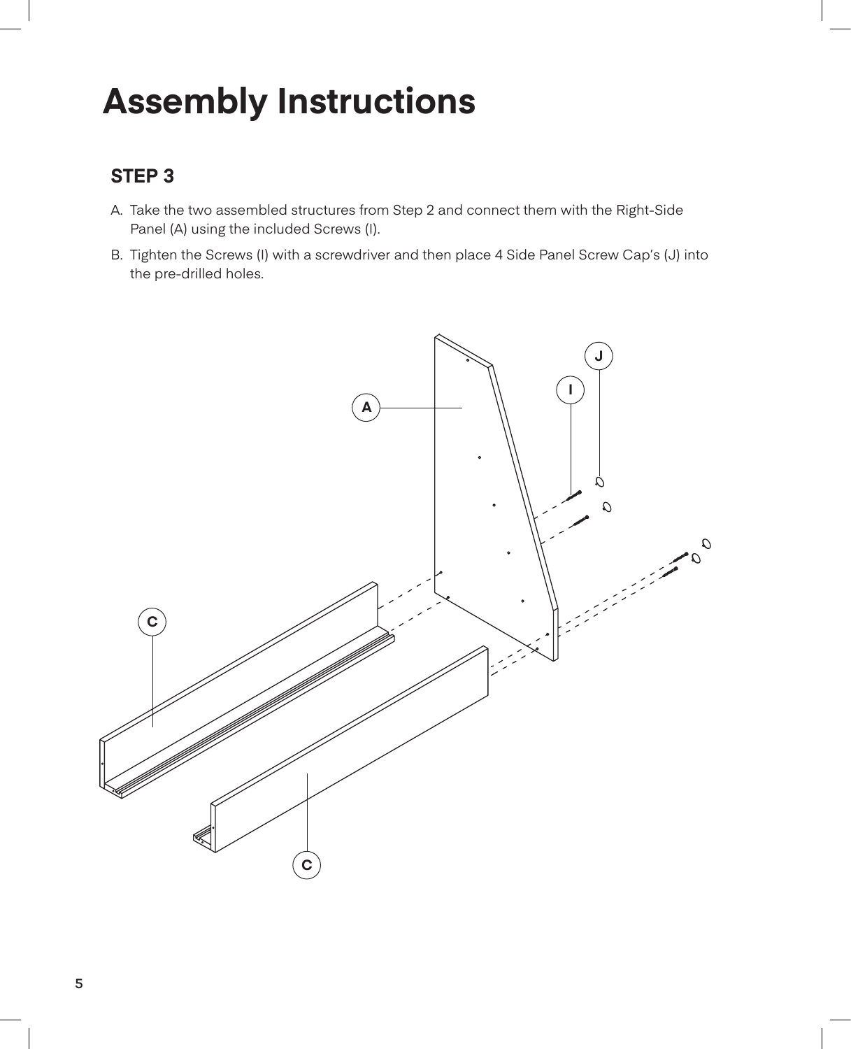# Assembly Instructions

## STEP 3

A. Take the two assembled structures from Step 2 and connect them with the Right-Side Panel (A) using the included Screws (I).

B. Tighten the Screws (I) with a screwdriver and then place 4 Side Panel Screw Cap's (J) into the pre-drilled holes.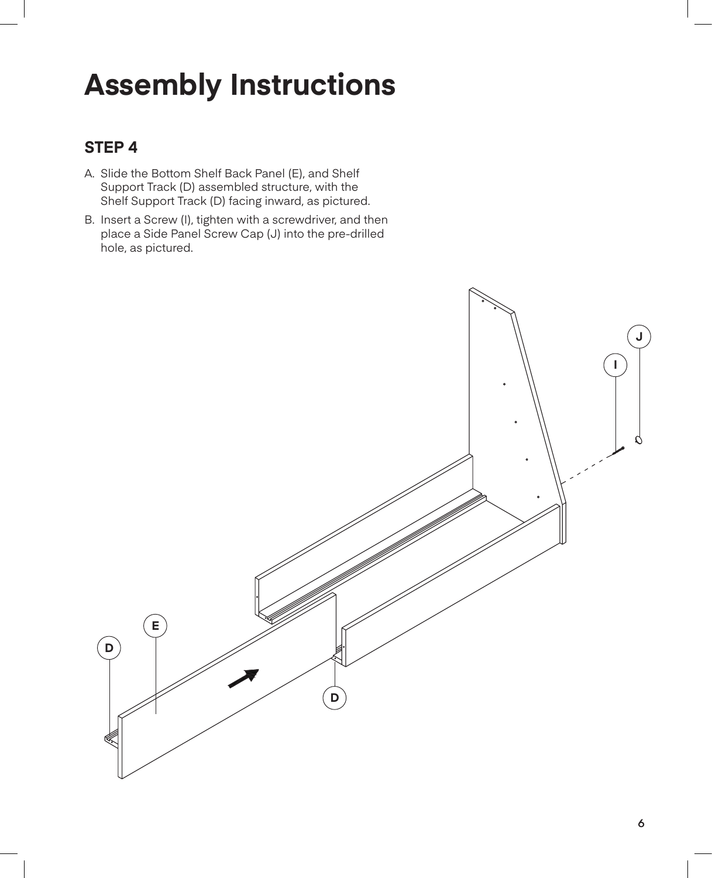# Assembly Instructions

## STEP 4

A. Slide the Bottom Shelf Back Panel (E), and Shelf Support Track (D) assembled structure, with the Shelf Support Track (D) facing inward, as pictured.

B. Insert a Screw (I), tighten with a screwdriver, and then place a Side Panel Screw Cap (J) into the pre-drilled hole, as pictured.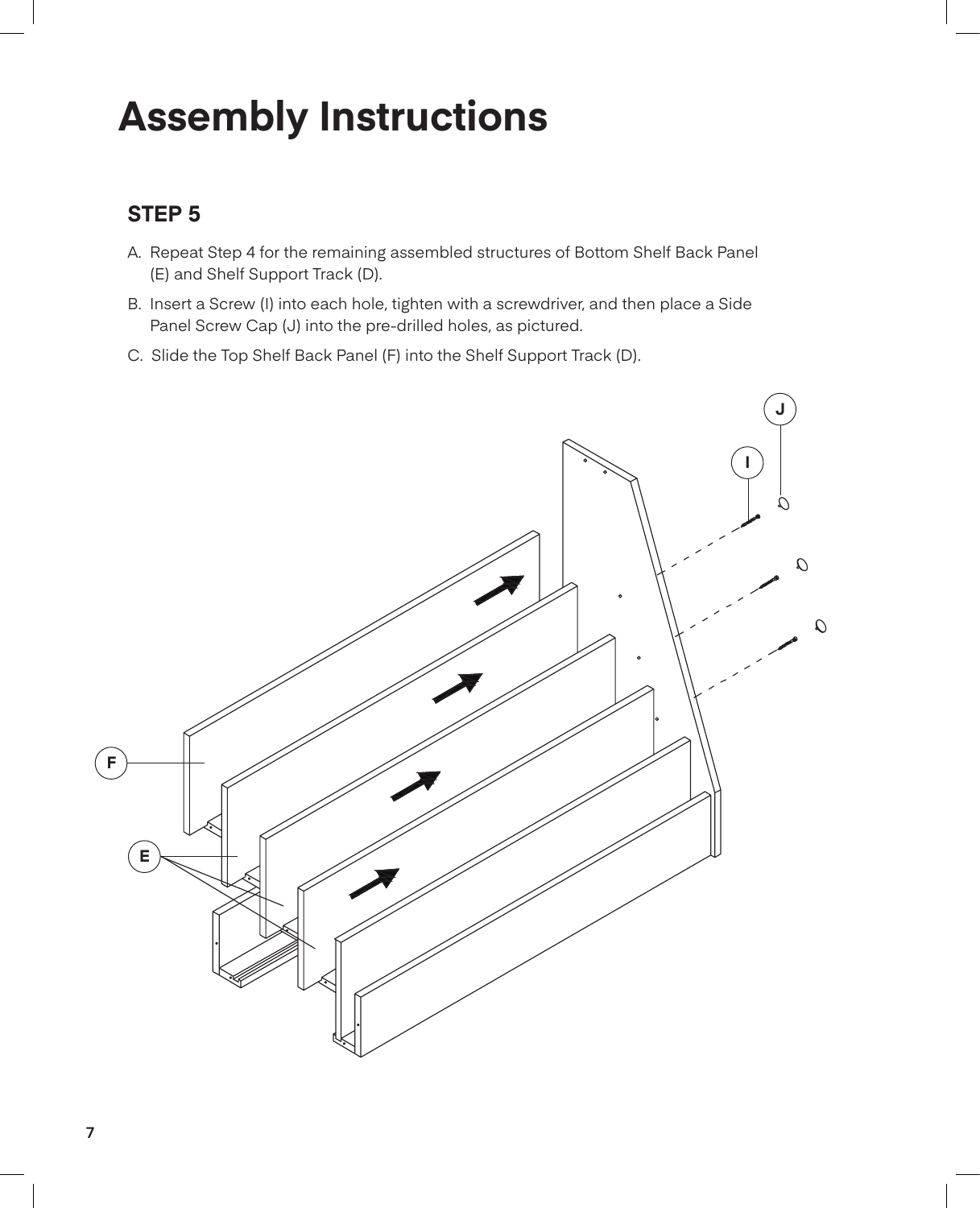# Assembly Instructions

## STEP 5

A. Repeat Step 4 for the remaining assembled structures of Bottom Shelf Back Panel (E) and Shelf Support Track (D).

B. Insert a Screw (I) into each hole, tighten with a screwdriver, and then place a Side Panel Screw Cap (J) into the pre-drilled holes, as pictured.

C. Slide the Top Shelf Back Panel (F) into the Shelf Support Track (D).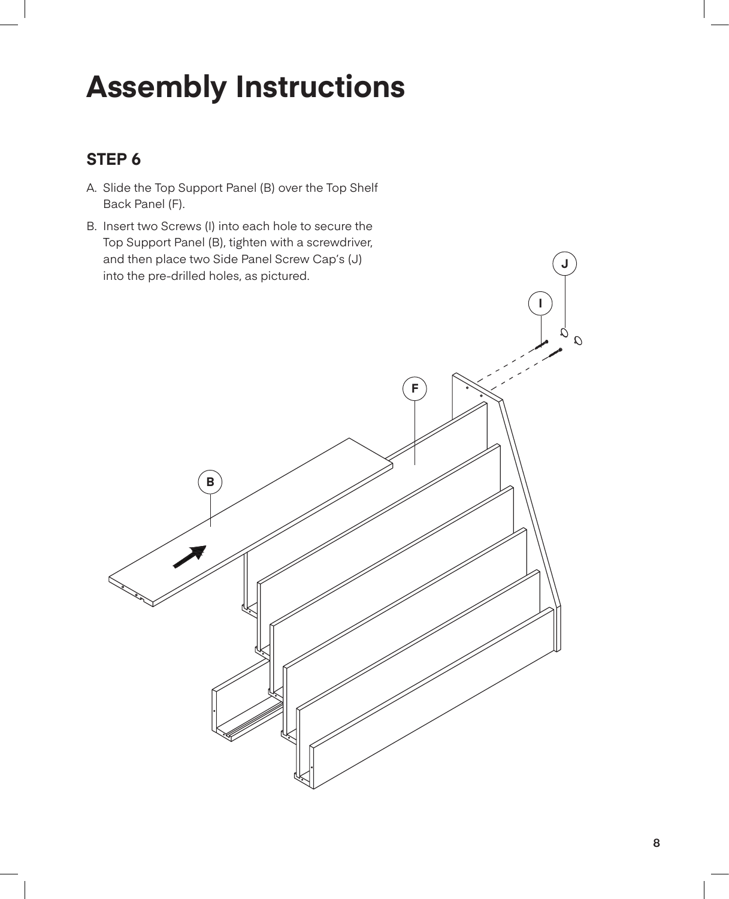# Assembly Instructions

## STEP 6

A. Slide the Top Support Panel (B) over the Top Shelf Back Panel (F).

B. Insert two Screws (I) into each hole to secure the Top Support Panel (B), tighten with a screwdriver, and then place two Side Panel Screw Cap's (J) into the pre-drilled holes, as pictured.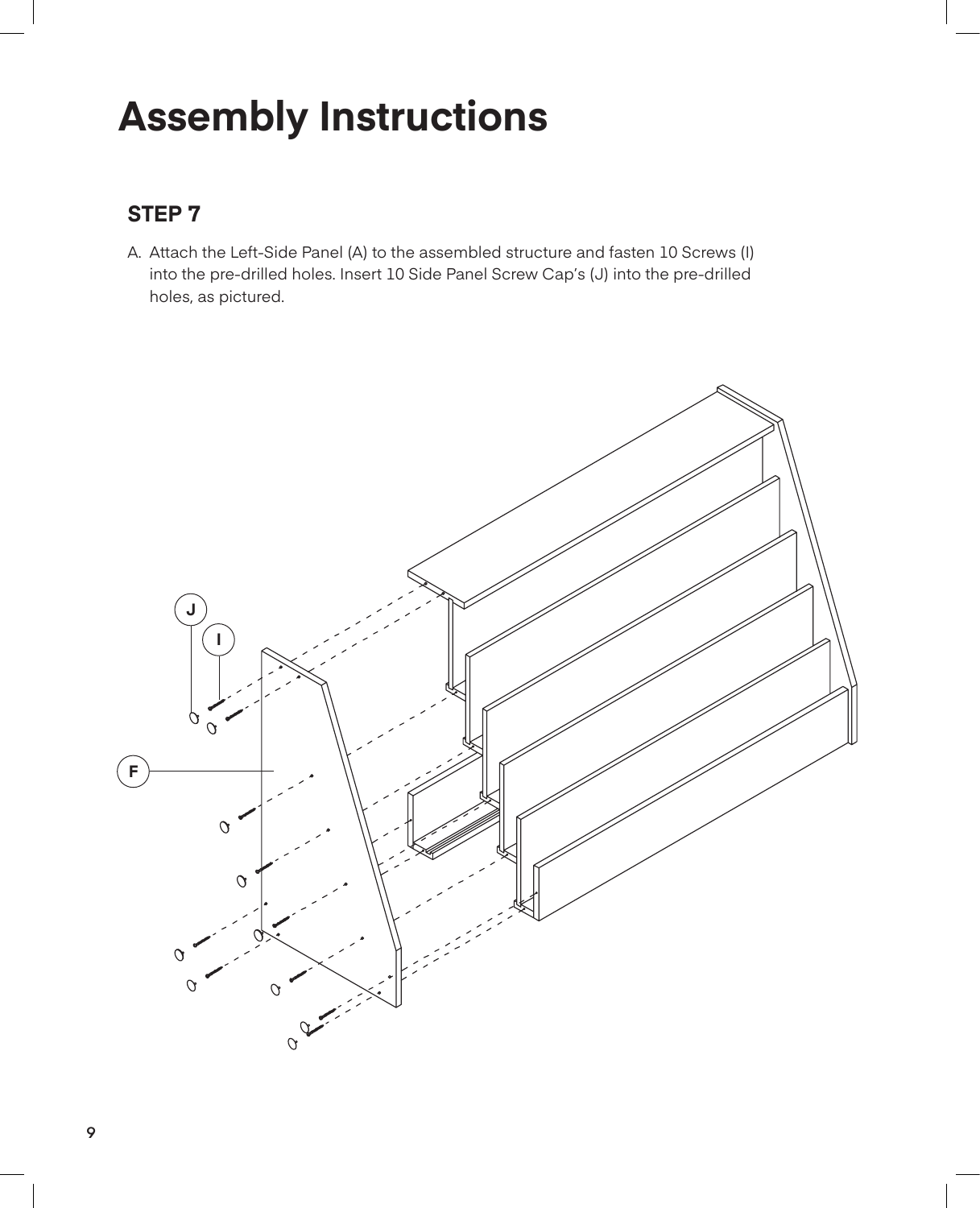# Assembly Instructions

## STEP 7

A. Attach the Left-Side Panel (A) to the assembled structure and fasten 10 Screws (I) into the pre-drilled holes. Insert 10 Side Panel Screw Cap's (J) into the pre-drilled holes, as pictured.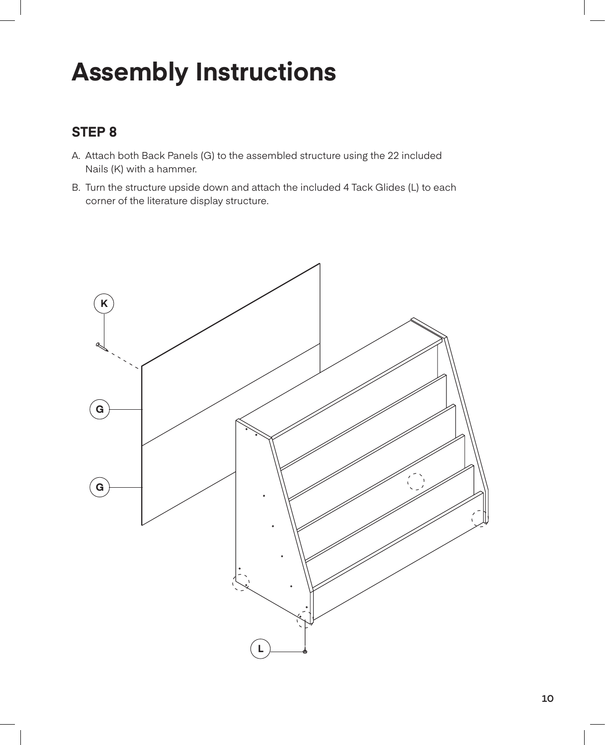# Assembly Instructions

## STEP 8

A. Attach both Back Panels (G) to the assembled structure using the 22 included Nails (K) with a hammer.

B. Turn the structure upside down and attach the included 4 Tack Glides (L) to each corner of the literature display structure.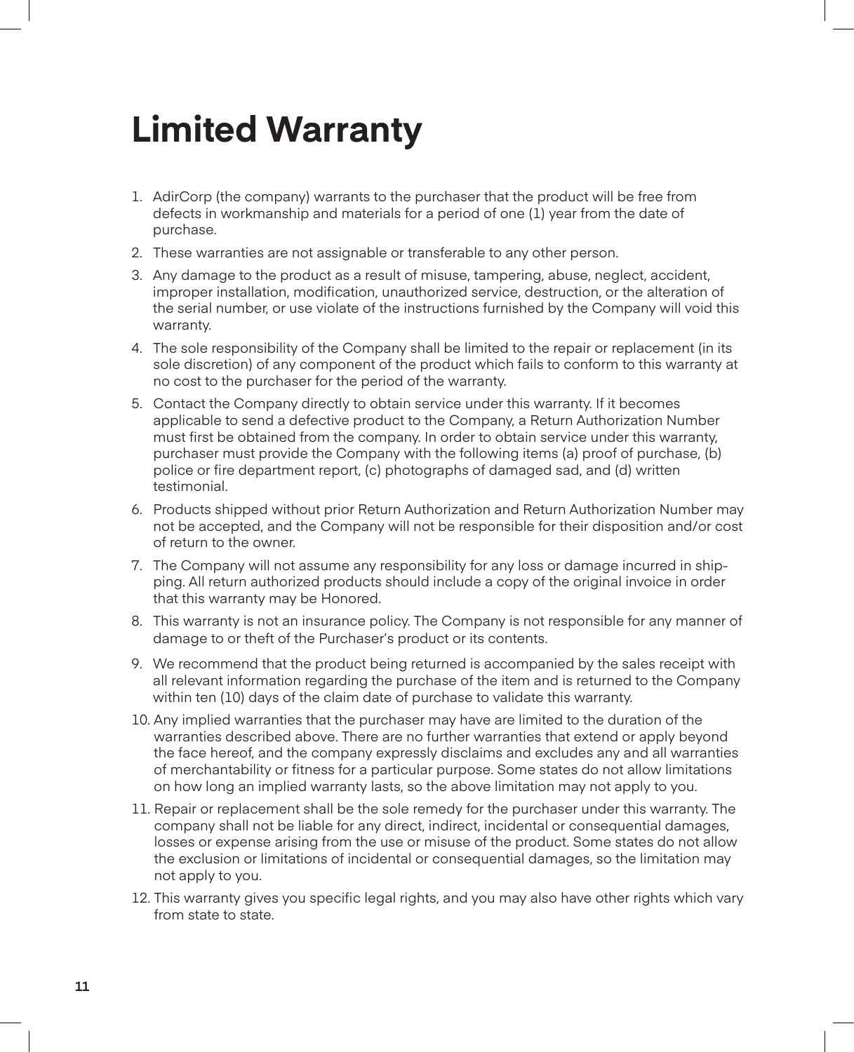# Limited Warranty

1. AdirCorp (the company) warrants to the purchaser that the product will be free from defects in workmanship and materials for a period of one (1) year from the date of purchase.
2. These warranties are not assignable or transferable to any other person.
3. Any damage to the product as a result of misuse, tampering, abuse, neglect, accident, improper installation, modification, unauthorized service, destruction, or the alteration of the serial number, or use violate of the instructions furnished by the Company will void this warranty.
4. The sole responsibility of the Company shall be limited to the repair or replacement (in its sole discretion) of any component of the product which fails to conform to this warranty at no cost to the purchaser for the period of the warranty.
5. Contact the Company directly to obtain service under this warranty. If it becomes applicable to send a defective product to the Company, a Return Authorization Number must first be obtained from the company. In order to obtain service under this warranty, purchaser must provide the Company with the following items (a) proof of purchase, (b) police or fire department report, (c) photographs of damaged sad, and (d) written testimonial.
6. Products shipped without prior Return Authorization and Return Authorization Number may not be accepted, and the Company will not be responsible for their disposition and/or cost of return to the owner.
7. The Company will not assume any responsibility for any loss or damage incurred in shipping. All return authorized products should include a copy of the original invoice in order that this warranty may be Honored.
8. This warranty is not an insurance policy. The Company is not responsible for any manner of damage to or theft of the Purchaser's product or its contents.
9. We recommend that the product being returned is accompanied by the sales receipt with all relevant information regarding the purchase of the item and is returned to the Company within ten (10) days of the claim date of purchase to validate this warranty.
10. Any implied warranties that the purchaser may have are limited to the duration of the warranties described above. There are no further warranties that extend or apply beyond the face hereof, and the company expressly disclaims and excludes any and all warranties of merchantability or fitness for a particular purpose. Some states do not allow limitations on how long an implied warranty lasts, so the above limitation may not apply to you.
11. Repair or replacement shall be the sole remedy for the purchaser under this warranty. The company shall not be liable for any direct, indirect, incidental or consequential damages, losses or expense arising from the use or misuse of the product. Some states do not allow the exclusion or limitations of incidental or consequential damages, so the limitation may not apply to you.
12. This warranty gives you specific legal rights, and you may also have other rights which vary from state to state.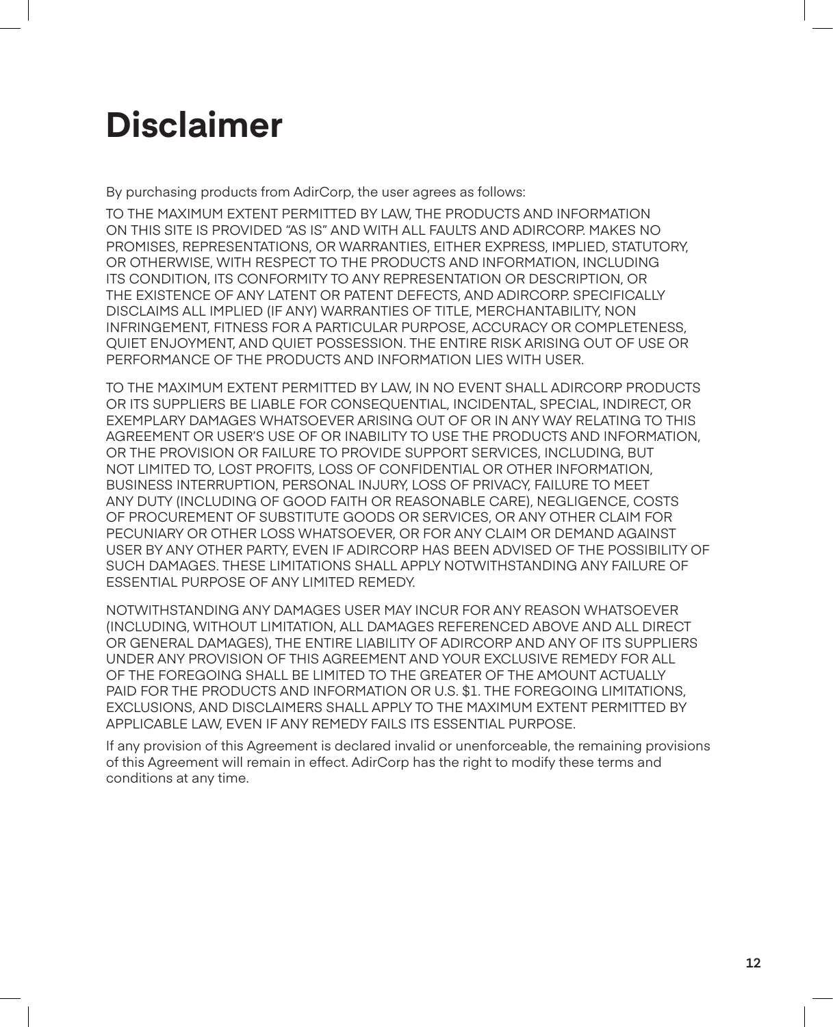# Disclaimer

By purchasing products from AdirCorp, the user agrees as follows:

TO THE MAXIMUM EXTENT PERMITTED BY LAW, THE PRODUCTS AND INFORMATION ON THIS SITE IS PROVIDED "AS IS" AND WITH ALL FAULTS AND ADIRCORP. MAKES NO PROMISES, REPRESENTATIONS, OR WARRANTIES, EITHER EXPRESS, IMPLIED, STATUTORY, OR OTHERWISE, WITH RESPECT TO THE PRODUCTS AND INFORMATION, INCLUDING ITS CONDITION, ITS CONFORMITY TO ANY REPRESENTATION OR DESCRIPTION, OR THE EXISTENCE OF ANY LATENT OR PATENT DEFECTS, AND ADIRCORP. SPECIFICALLY DISCLAIMS ALL IMPLIED (IF ANY) WARRANTIES OF TITLE, MERCHANTABILITY, NON INFRINGEMENT, FITNESS FOR A PARTICULAR PURPOSE, ACCURACY OR COMPLETENESS, QUIET ENJOYMENT, AND QUIET POSSESSION. THE ENTIRE RISK ARISING OUT OF USE OR PERFORMANCE OF THE PRODUCTS AND INFORMATION LIES WITH USER.

TO THE MAXIMUM EXTENT PERMITTED BY LAW, IN NO EVENT SHALL ADIRCORP PRODUCTS OR ITS SUPPLIERS BE LIABLE FOR CONSEQUENTIAL, INCIDENTAL, SPECIAL, INDIRECT, OR EXEMPLARY DAMAGES WHATSOEVER ARISING OUT OF OR IN ANY WAY RELATING TO THIS AGREEMENT OR USER'S USE OF OR INABILITY TO USE THE PRODUCTS AND INFORMATION, OR THE PROVISION OR FAILURE TO PROVIDE SUPPORT SERVICES, INCLUDING, BUT NOT LIMITED TO, LOST PROFITS, LOSS OF CONFIDENTIAL OR OTHER INFORMATION, BUSINESS INTERRUPTION, PERSONAL INJURY, LOSS OF PRIVACY, FAILURE TO MEET ANY DUTY (INCLUDING OF GOOD FAITH OR REASONABLE CARE), NEGLIGENCE, COSTS OF PROCUREMENT OF SUBSTITUTE GOODS OR SERVICES, OR ANY OTHER CLAIM FOR PECUNIARY OR OTHER LOSS WHATSOEVER, OR FOR ANY CLAIM OR DEMAND AGAINST USER BY ANY OTHER PARTY, EVEN IF ADIRCORP HAS BEEN ADVISED OF THE POSSIBILITY OF SUCH DAMAGES. THESE LIMITATIONS SHALL APPLY NOTWITHSTANDING ANY FAILURE OF ESSENTIAL PURPOSE OF ANY LIMITED REMEDY.

NOTWITHSTANDING ANY DAMAGES USER MAY INCUR FOR ANY REASON WHATSOEVER (INCLUDING, WITHOUT LIMITATION, ALL DAMAGES REFERENCED ABOVE AND ALL DIRECT OR GENERAL DAMAGES), THE ENTIRE LIABILITY OF ADIRCORP AND ANY OF ITS SUPPLIERS UNDER ANY PROVISION OF THIS AGREEMENT AND YOUR EXCLUSIVE REMEDY FOR ALL OF THE FOREGOING SHALL BE LIMITED TO THE GREATER OF THE AMOUNT ACTUALLY PAID FOR THE PRODUCTS AND INFORMATION OR U.S. $1. THE FOREGOING LIMITATIONS, EXCLUSIONS, AND DISCLAIMERS SHALL APPLY TO THE MAXIMUM EXTENT PERMITTED BY APPLICABLE LAW, EVEN IF ANY REMEDY FAILS ITS ESSENTIAL PURPOSE.

If any provision of this Agreement is declared invalid or unenforceable, the remaining provisions of this Agreement will remain in effect. AdirCorp has the right to modify these terms and conditions at any time.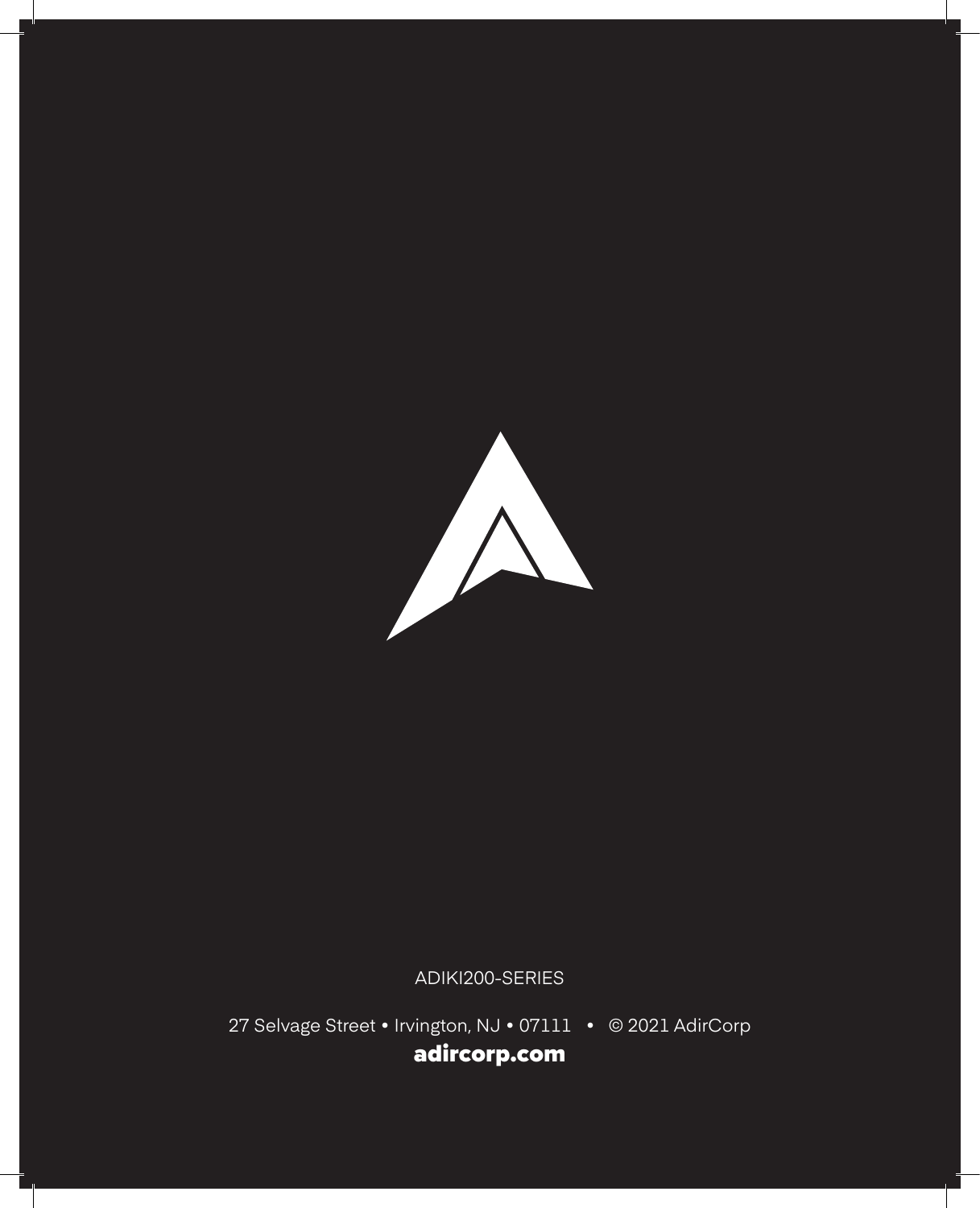ADIKI200-SERIES

27 Selvage Street • Irvington, NJ • 07111 • © 2021 AdirCorp

**adircorp.com**